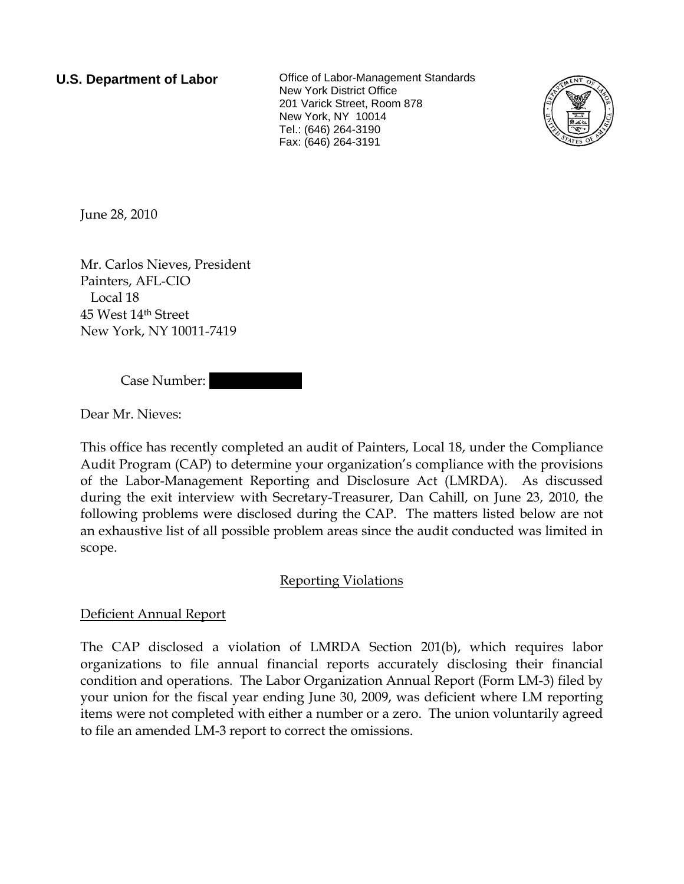**U.S. Department of Labor**

Office of Labor-Management Standards
New York District Office
201 Varick Street, Room 878
New York, NY 10014
Tel.: (646) 264-3190
Fax: (646) 264-3191

June 28, 2010

Mr. Carlos Nieves, President
Painters, AFL-CIO
Local 18
45 West 14th Street
New York, NY 10011-7419

Case Number:

Dear Mr. Nieves:

This office has recently completed an audit of Painters, Local 18, under the Compliance Audit Program (CAP) to determine your organization's compliance with the provisions of the Labor-Management Reporting and Disclosure Act (LMRDA). As discussed during the exit interview with Secretary-Treasurer, Dan Cahill, on June 23, 2010, the following problems were disclosed during the CAP. The matters listed below are not an exhaustive list of all possible problem areas since the audit conducted was limited in scope.

## Reporting Violations

### Deficient Annual Report

The CAP disclosed a violation of LMRDA Section 201(b), which requires labor organizations to file annual financial reports accurately disclosing their financial condition and operations. The Labor Organization Annual Report (Form LM-3) filed by your union for the fiscal year ending June 30, 2009, was deficient where LM reporting items were not completed with either a number or a zero. The union voluntarily agreed to file an amended LM-3 report to correct the omissions.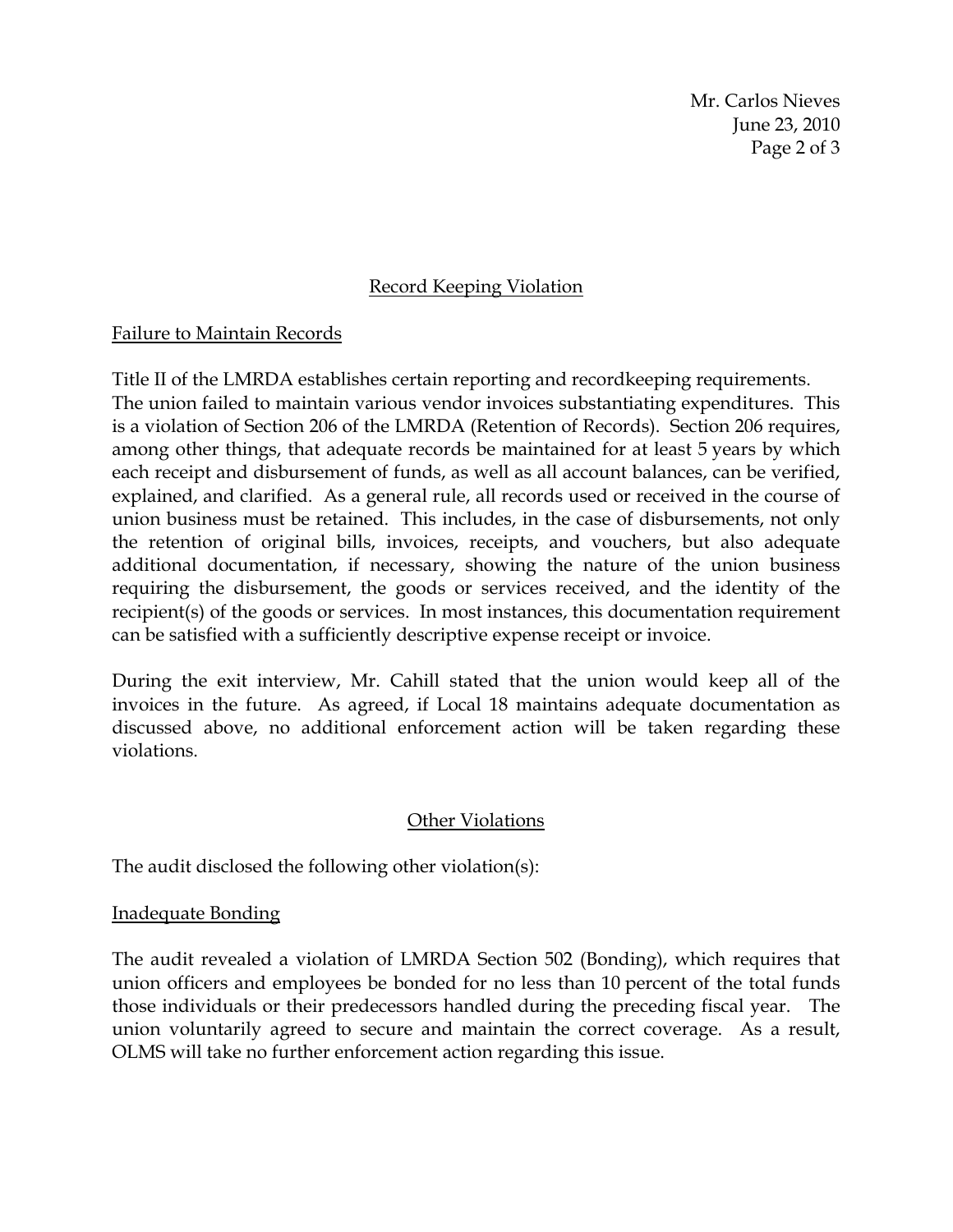## Record Keeping Violation

### Failure to Maintain Records

Title II of the LMRDA establishes certain reporting and recordkeeping requirements. The union failed to maintain various vendor invoices substantiating expenditures. This is a violation of Section 206 of the LMRDA (Retention of Records). Section 206 requires, among other things, that adequate records be maintained for at least 5 years by which each receipt and disbursement of funds, as well as all account balances, can be verified, explained, and clarified. As a general rule, all records used or received in the course of union business must be retained. This includes, in the case of disbursements, not only the retention of original bills, invoices, receipts, and vouchers, but also adequate additional documentation, if necessary, showing the nature of the union business requiring the disbursement, the goods or services received, and the identity of the recipient(s) of the goods or services. In most instances, this documentation requirement can be satisfied with a sufficiently descriptive expense receipt or invoice.

During the exit interview, Mr. Cahill stated that the union would keep all of the invoices in the future. As agreed, if Local 18 maintains adequate documentation as discussed above, no additional enforcement action will be taken regarding these violations.

## Other Violations

The audit disclosed the following other violation(s):

### Inadequate Bonding

The audit revealed a violation of LMRDA Section 502 (Bonding), which requires that union officers and employees be bonded for no less than 10 percent of the total funds those individuals or their predecessors handled during the preceding fiscal year. The union voluntarily agreed to secure and maintain the correct coverage. As a result, OLMS will take no further enforcement action regarding this issue.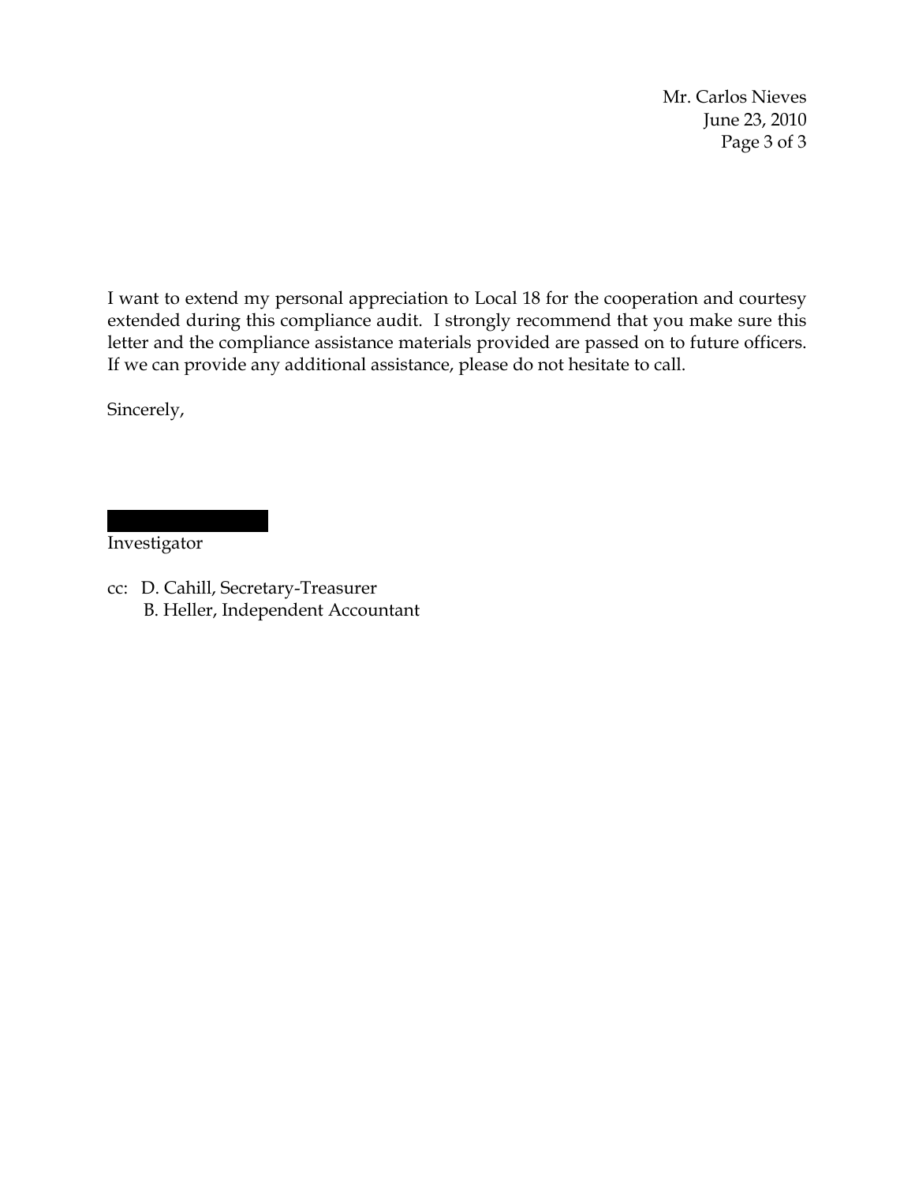I want to extend my personal appreciation to Local 18 for the cooperation and courtesy extended during this compliance audit. I strongly recommend that you make sure this letter and the compliance assistance materials provided are passed on to future officers. If we can provide any additional assistance, please do not hesitate to call.

Sincerely,

Investigator

cc: D. Cahill, Secretary-Treasurer
B. Heller, Independent Accountant